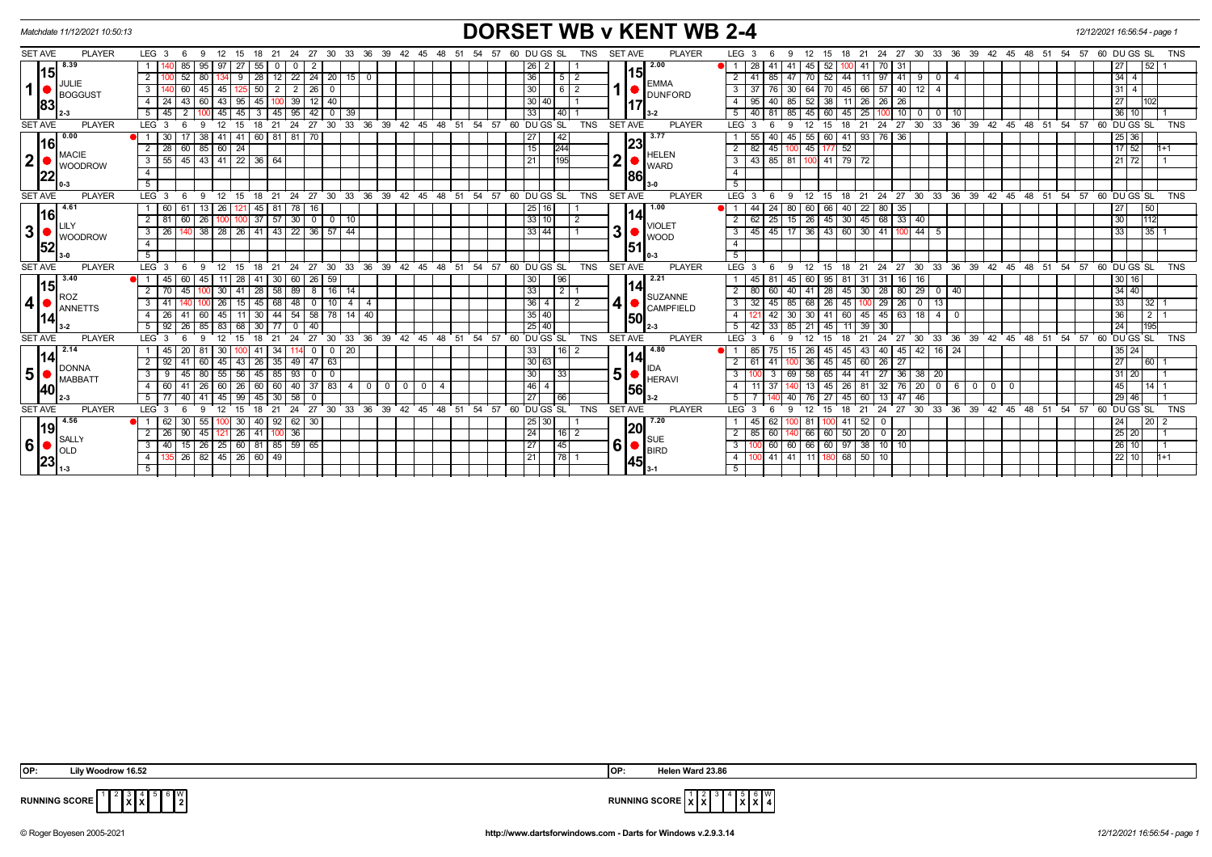Matchdate 11/12/2021 10:50:13

# DORSET WB v KENT WB 2-4

12/12/2021 16:56:54 - page 1

| SET AVE | PLAYER | LEG | 3 | 6 | 9 | 12 | 15 | 18 | 21 | 24 | 27 | 30 | 33 | 36 | DU | GS | SL | TNS | SET AVE | PLAYER | LEG | 3 | 6 | 9 | 12 | 15 | 18 | 21 | 24 | 27 | 30 | 33 | 36 | 39 | 42 | 45 | 48 | DU | GS | SL | TNS |
|---|---|---|---|---|---|---|---|---|---|---|---|---|---|---|---|---|---|---|---|---|---|---|---|---|---|---|---|---|---|---|---|---|---|---|---|---|---|---|---|---|---|
| 1 (15 / 8.39 / 83) | JULIE BOGGUST 2-3 | 1 | 140 | 85 | 95 | 97 | 27 | 55 | 0 | 0 | 2 | | | | 26 | 2 | | 1 | 1 (15 / 2.00 / 17) | EMMA DUNFORD 3-2 | 1 | 28 | 41 | 41 | 45 | 52 | 100 | 41 | 70 | 31 | | | | | | | | 27 | | 52 | 1 |
| | | 2 | 100 | 52 | 80 | 134 | 9 | 28 | 12 | 22 | 24 | 20 | 15 | 0 | 36 | | 5 | 2 | | | 2 | 41 | 85 | 47 | 70 | 52 | 44 | 11 | 97 | 41 | 9 | 0 | 4 | | | | | 34 | 4 | | |
| | | 3 | 140 | 60 | 45 | 45 | 125 | 50 | 2 | 2 | 26 | 0 | | | 30 | | 6 | 2 | | | 3 | 37 | 76 | 30 | 64 | 70 | 45 | 66 | 57 | 40 | 12 | 4 | | | | | | 31 | 4 | | |
| | | 4 | 24 | 43 | 60 | 43 | 95 | 45 | 100 | 39 | 12 | 40 | | | 30 | 40 | | 1 | | | 4 | 95 | 40 | 85 | 52 | 38 | 11 | 26 | 26 | 26 | | | | | | | | 27 | | 102 | |
| | | 5 | 45 | 2 | 100 | 45 | 45 | 3 | 45 | 95 | 42 | 0 | 39 | | 33 | | 40 | 1 | | | 5 | 40 | 81 | 85 | 45 | 60 | 45 | 25 | 100 | 10 | 0 | 0 | 10 | | | | | 36 | 10 | | 1 |
| 2 (16 / 0.00 / 22) | MACIE WOODROW 0-3 | 1 | 30 | 17 | 38 | 41 | 41 | 60 | 81 | 81 | 70 | | | | 27 | | 42 | | 2 (23 / 3.77 / 86) | HELEN WARD 3-0 | 1 | 55 | 40 | 45 | 55 | 60 | 41 | 93 | 76 | 36 | | | | | | | | 25 | 36 | | |
| | | 2 | 28 | 60 | 85 | 60 | 24 | | | | | | | | 15 | | 244 | | | | 2 | 82 | 45 | 100 | 45 | 177 | 52 | | | | | | | | | | | 17 | 52 | | 1+1 |
| | | 3 | 55 | 45 | 43 | 41 | 22 | 36 | 64 | | | | | | 21 | | 195 | | | | 3 | 43 | 85 | 81 | 100 | 41 | 79 | 72 | | | | | | | | | | 21 | 72 | | 1 |
| 3 (16 / 4.61 / 52) | LILY WOODROW 3-0 | 1 | 60 | 61 | 13 | 26 | 121 | 45 | 81 | 78 | 16 | | | | 25 | 16 | | 1 | 3 (14 / 1.00 / 51) | VIOLET WOOD 0-3 | 1 | 44 | 24 | 80 | 60 | 66 | 40 | 22 | 80 | 35 | | | | | | | | 27 | | 50 | |
| | | 2 | 81 | 60 | 26 | 100 | 100 | 37 | 57 | 30 | 0 | 0 | 10 | | 33 | 10 | | 2 | | | 2 | 62 | 25 | 15 | 26 | 45 | 30 | 45 | 68 | 33 | 40 | | | | | | | 30 | | 112 | |
| | | 3 | 26 | 140 | 38 | 28 | 26 | 41 | 43 | 22 | 36 | 57 | 44 | | 33 | 44 | | 1 | | | 3 | 45 | 45 | 17 | 36 | 43 | 60 | 30 | 41 | 100 | 44 | 5 | | | | | | 33 | | 35 | 1 |
| 4 (15 / 3.40 / 14) | ROZ ANNETTS 3-2 | 1 | 45 | 60 | 45 | 11 | 28 | 41 | 30 | 60 | 26 | 59 | | | 30 | | 96 | | 4 (14 / 2.21 / 50) | SUZANNE CAMPFIELD 2-3 | 1 | 45 | 81 | 45 | 60 | 95 | 81 | 31 | 31 | 16 | 16 | | | | | | | 30 | 16 | | |
| | | 2 | 70 | 45 | 100 | 30 | 41 | 28 | 58 | 89 | 8 | 16 | 14 | | 33 | | 2 | 1 | | | 2 | 80 | 60 | 40 | 41 | 28 | 45 | 30 | 28 | 80 | 29 | 0 | 40 | | | | | 34 | 40 | | |
| | | 3 | 41 | 140 | 100 | 26 | 15 | 45 | 68 | 48 | 0 | 10 | 4 | 4 | 36 | 4 | | 2 | | | 3 | 32 | 45 | 85 | 68 | 26 | 45 | 100 | 29 | 26 | 0 | 13 | | | | | | 33 | | 32 | 1 |
| | | 4 | 26 | 41 | 60 | 45 | 11 | 30 | 44 | 54 | 58 | 78 | 14 | 40 | 35 | 40 | | | | | 4 | 121 | 42 | 30 | 30 | 41 | 60 | 45 | 45 | 63 | 18 | 4 | 0 | | | | | 36 | | 2 | 1 |
| | | 5 | 92 | 26 | 85 | 83 | 68 | 30 | 77 | 0 | 40 | | | | 25 | 40 | | | | | 5 | 42 | 33 | 85 | 21 | 45 | 11 | 39 | 30 | | | | | | | | | 24 | | 195 | |
| 5 (14 / 2.14 / 40) | DONNA MABBATT 2-3 | 1 | 45 | 20 | 81 | 30 | 100 | 41 | 34 | 114 | 0 | 0 | 20 | | 33 | | 16 | 2 | 5 (14 / 4.80 / 56) | IDA HERAVI 3-2 | 1 | 85 | 75 | 15 | 26 | 45 | 45 | 43 | 40 | 45 | 42 | 16 | 24 | | | | | 35 | 24 | | |
| | | 2 | 92 | 41 | 60 | 45 | 43 | 26 | 35 | 49 | 47 | 63 | | | 30 | 63 | | | | | 2 | 61 | 41 | 100 | 36 | 45 | 45 | 60 | 26 | 27 | | | | | | | | 27 | | 60 | 1 |
| | | 3 | 9 | 45 | 80 | 55 | 56 | 45 | 85 | 93 | 0 | 0 | | | 30 | | 33 | | | | 3 | 100 | 3 | 69 | 58 | 65 | 44 | 41 | 27 | 36 | 38 | 20 | | | | | | 31 | 20 | | 1 |
| | | 4 | 60 | 41 | 26 | 60 | 26 | 60 | 60 | 40 | 37 | 83 | 4 | 0 0 0 0 4 | 46 | 4 | | | | | 4 | 11 | 37 | 140 | 13 | 45 | 26 | 81 | 32 | 76 | 20 | 0 | 6 | 0 | 0 | 0 | 0 | 45 | | 14 | 1 |
| | | 5 | 77 | 40 | 41 | 45 | 99 | 45 | 30 | 58 | 0 | | | | 27 | | 66 | | | | 5 | 7 | 140 | 40 | 76 | 27 | 45 | 60 | 13 | 47 | 46 | | | | | | | 29 | 46 | | 1 |
| 6 (19 / 4.56 / 23) | SALLY OLD 1-3 | 1 | 62 | 30 | 55 | 100 | 30 | 40 | 92 | 62 | 30 | | | | 25 | 30 | | 1 | 6 (20 / 7.20 / 45) | SUE BIRD 3-1 | 1 | 45 | 62 | 100 | 81 | 100 | 41 | 52 | 0 | | | | | | | | | 24 | | 20 | 2 |
| | | 2 | 26 | 90 | 45 | 121 | 26 | 41 | 100 | 36 | | | | | 24 | | 16 | 2 | | | 2 | 85 | 60 | 140 | 66 | 60 | 50 | 20 | 0 | 20 | | | | | | | | 25 | 20 | | 1 |
| | | 3 | 40 | 15 | 26 | 25 | 60 | 81 | 85 | 59 | 65 | | | | 27 | | 45 | | | | 3 | 100 | 60 | 60 | 66 | 60 | 97 | 38 | 10 | 10 | | | | | | | | 26 | 10 | | 1 |
| | | 4 | 135 | 26 | 82 | 45 | 26 | 60 | 49 | | | | | | 21 | | 78 | 1 | | | 4 | 100 | 41 | 41 | 11 | 180 | 68 | 50 | 10 | | | | | | | | | 22 | 10 | | 1+1 |

OP: Lily Woodrow 16.52

OP: Helen Ward 23.86

RUNNING SCORE (DORSET): 1 - , 2 - , 3 X, 4 X, 5 - , 6 - , W 2

RUNNING SCORE (KENT): 1 X, 2 X, 3 - , 4 - , 5 X, 6 X, W 4

© Roger Boyesen 2005-2021 http://www.dartsforwindows.com - Darts for Windows v.2.9.3.14 12/12/2021 16:56:54 - page 1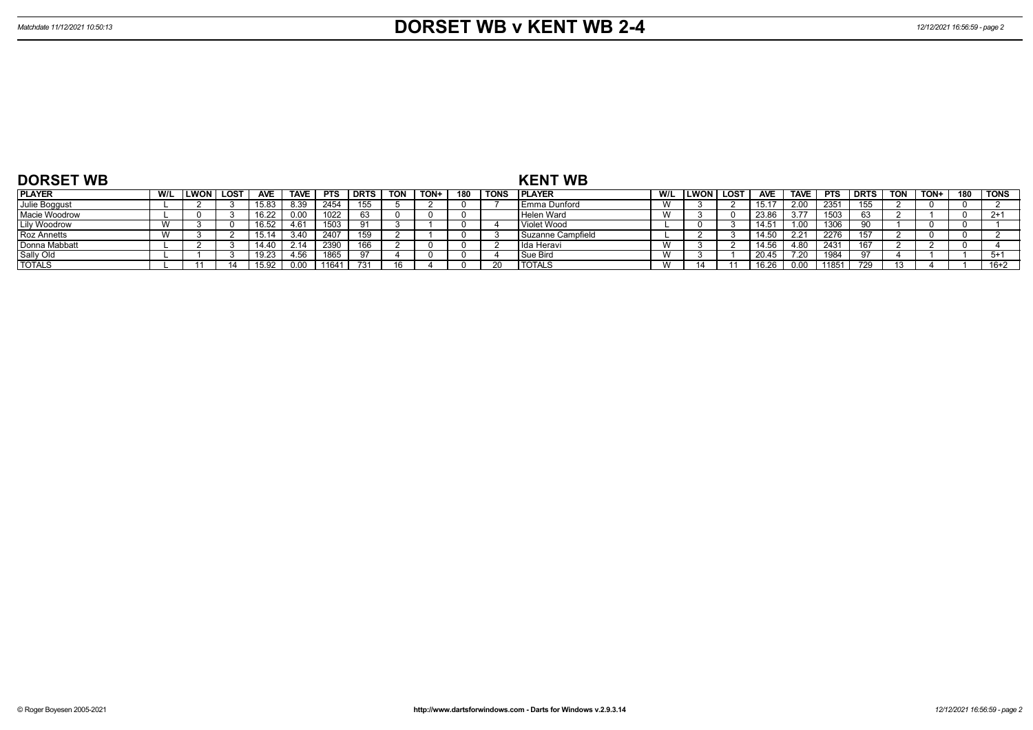# DORSET WB v KENT WB 2-4

Matchdate 11/12/2021 10:50:13

## DORSET WB

| PLAYER | W/L | LWON | LOST | AVE | TAVE | PTS | DRTS | TON | TON+ | 180 | TONS |
|---|---|---|---|---|---|---|---|---|---|---|---|
| Julie Boggust | L | 2 | 3 | 15.83 | 8.39 | 2454 | 155 | 5 | 2 | 0 | 7 |
| Macie Woodrow | L | 0 | 3 | 16.22 | 0.00 | 1022 | 63 | 0 | 0 | 0 | |
| Lily Woodrow | W | 3 | 0 | 16.52 | 4.61 | 1503 | 91 | 3 | 1 | 0 | 4 |
| Roz Annetts | W | 3 | 2 | 15.14 | 3.40 | 2407 | 159 | 2 | 1 | 0 | 3 |
| Donna Mabbatt | L | 2 | 3 | 14.40 | 2.14 | 2390 | 166 | 2 | 0 | 0 | 2 |
| Sally Old | L | 1 | 3 | 19.23 | 4.56 | 1865 | 97 | 4 | 0 | 0 | 4 |
| TOTALS | L | 11 | 14 | 15.92 | 0.00 | 11641 | 731 | 16 | 4 | 0 | 20 |

## KENT WB

| PLAYER | W/L | LWON | LOST | AVE | TAVE | PTS | DRTS | TON | TON+ | 180 | TONS |
|---|---|---|---|---|---|---|---|---|---|---|---|
| Emma Dunford | W | 3 | 2 | 15.17 | 2.00 | 2351 | 155 | 2 | 0 | 0 | 2 |
| Helen Ward | W | 3 | 0 | 23.86 | 3.77 | 1503 | 63 | 2 | 1 | 0 | 2+1 |
| Violet Wood | L | 0 | 3 | 14.51 | 1.00 | 1306 | 90 | 1 | 0 | 0 | 1 |
| Suzanne Campfield | L | 2 | 3 | 14.50 | 2.21 | 2276 | 157 | 2 | 0 | 0 | 2 |
| Ida Heravi | W | 3 | 2 | 14.56 | 4.80 | 2431 | 167 | 2 | 2 | 0 | 4 |
| Sue Bird | W | 3 | 1 | 20.45 | 7.20 | 1984 | 97 | 4 | 1 | 1 | 5+1 |
| TOTALS | W | 14 | 11 | 16.26 | 0.00 | 11851 | 729 | 13 | 4 | 1 | 16+2 |